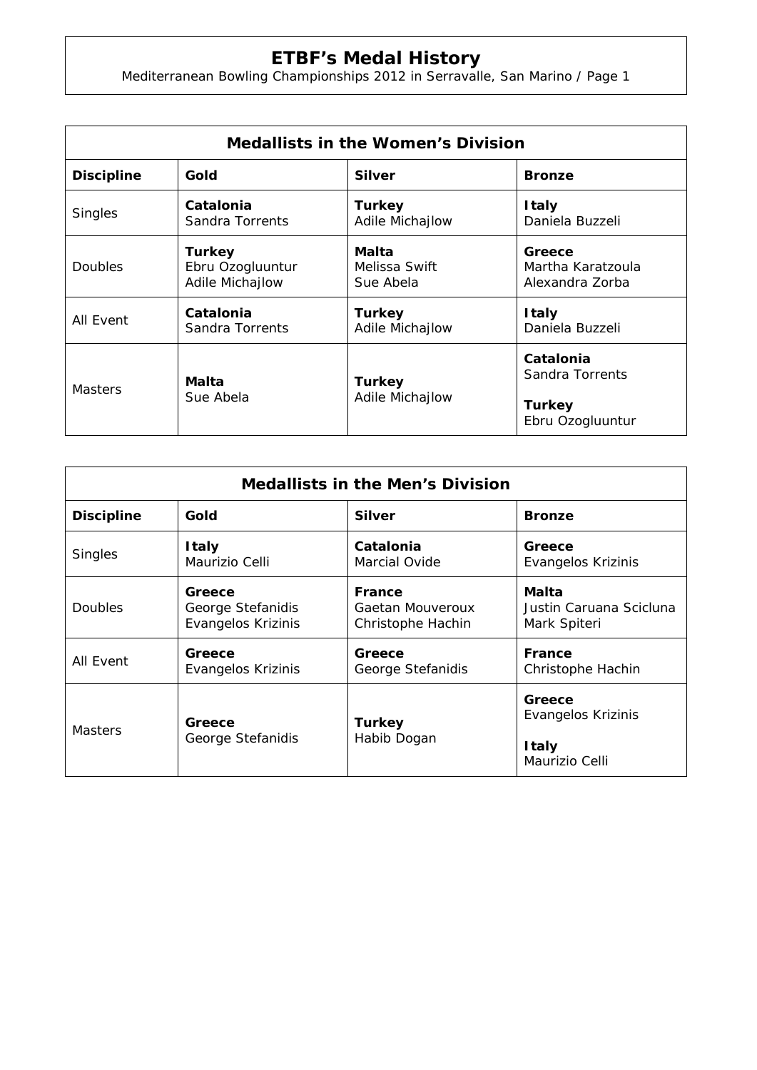# ETBF's Medal History

Mediterranean Bowling Championships 2012 in Serravalle, San Marino / Page 1

## Medallists in the Women's Division

| Discipline | Gold | Silver | Bronze |
|---|---|---|---|
| Singles | **Catalonia**<br>Sandra Torrents | **Turkey**<br>Adile Michajlow | **Italy**<br>Daniela Buzzeli |
| Doubles | **Turkey**<br>Ebru Ozogluuntur<br>Adile Michajlow | **Malta**<br>Melissa Swift<br>Sue Abela | **Greece**<br>Martha Karatzoula<br>Alexandra Zorba |
| All Event | **Catalonia**<br>Sandra Torrents | **Turkey**<br>Adile Michajlow | **Italy**<br>Daniela Buzzeli |
| Masters | **Malta**<br>Sue Abela | **Turkey**<br>Adile Michajlow | **Catalonia**<br>Sandra Torrents<br>**Turkey**<br>Ebru Ozogluuntur |

## Medallists in the Men's Division

| Discipline | Gold | Silver | Bronze |
|---|---|---|---|
| Singles | **Italy**<br>Maurizio Celli | **Catalonia**<br>Marcial Ovide | **Greece**<br>Evangelos Krizinis |
| Doubles | **Greece**<br>George Stefanidis<br>Evangelos Krizinis | **France**<br>Gaetan Mouveroux<br>Christophe Hachin | **Malta**<br>Justin Caruana Scicluna<br>Mark Spiteri |
| All Event | **Greece**<br>Evangelos Krizinis | **Greece**<br>George Stefanidis | **France**<br>Christophe Hachin |
| Masters | **Greece**<br>George Stefanidis | **Turkey**<br>Habib Dogan | **Greece**<br>Evangelos Krizinis<br>**Italy**<br>Maurizio Celli |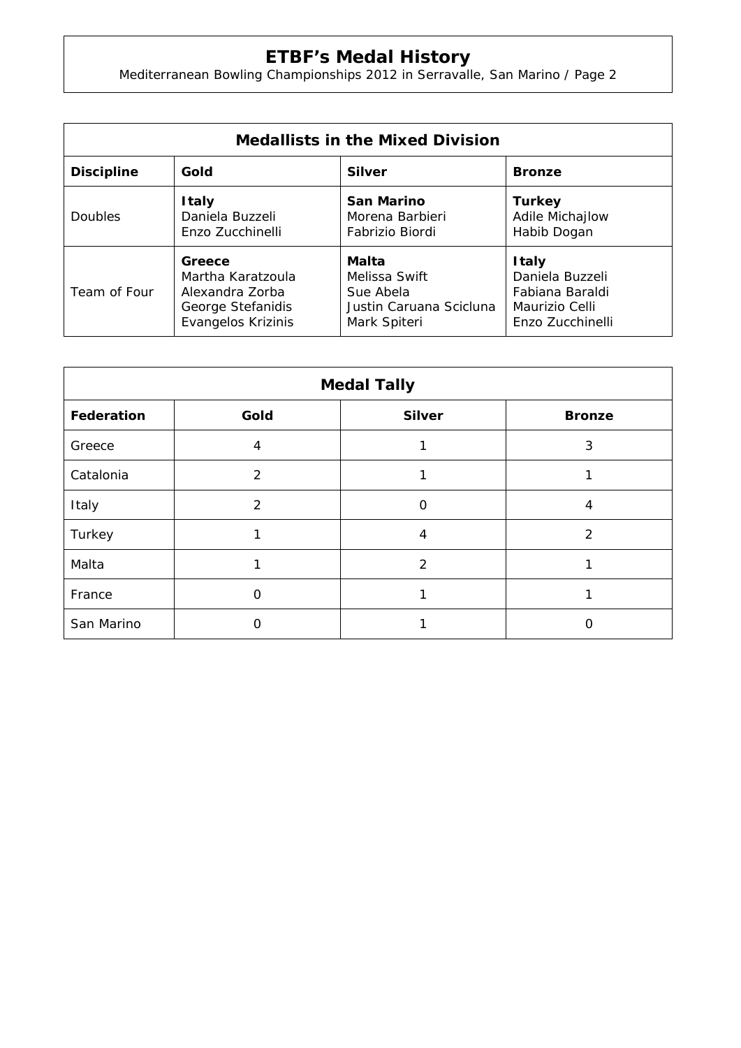| Medallists in the Mixed Division | | | |
|---|---|---|---|
| **Discipline** | **Gold** | **Silver** | **Bronze** |
| Doubles | **Italy**<br>Daniela Buzzeli<br>Enzo Zucchinelli | **San Marino**<br>Morena Barbieri<br>Fabrizio Biordi | **Turkey**<br>Adile Michajlow<br>Habib Dogan |
| Team of Four | **Greece**<br>Martha Karatzoula<br>Alexandra Zorba<br>George Stefanidis<br>Evangelos Krizinis | **Malta**<br>Melissa Swift<br>Sue Abela<br>Justin Caruana Scicluna<br>Mark Spiteri | **Italy**<br>Daniela Buzzeli<br>Fabiana Baraldi<br>Maurizio Celli<br>Enzo Zucchinelli |

| Medal Tally | | | |
|---|---|---|---|
| **Federation** | **Gold** | **Silver** | **Bronze** |
| Greece | 4 | 1 | 3 |
| Catalonia | 2 | 1 | 1 |
| Italy | 2 | 0 | 4 |
| Turkey | 1 | 4 | 2 |
| Malta | 1 | 2 | 1 |
| France | 0 | 1 | 1 |
| San Marino | 0 | 1 | 0 |